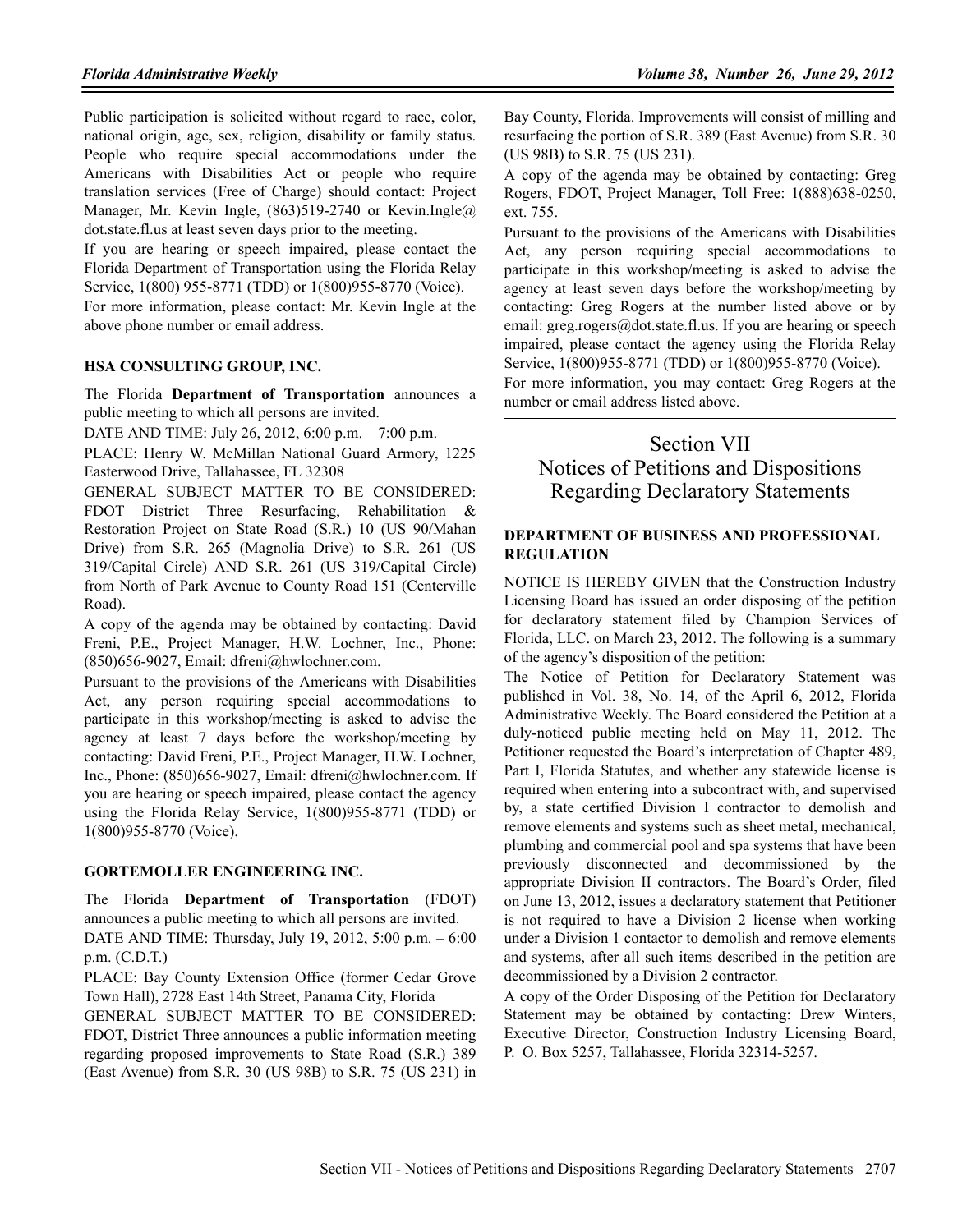Public participation is solicited without regard to race, color, national origin, age, sex, religion, disability or family status. People who require special accommodations under the Americans with Disabilities Act or people who require translation services (Free of Charge) should contact: Project Manager, Mr. Kevin Ingle, (863)519-2740 or Kevin.Ingle@dot.state.fl.us at least seven days prior to the meeting.

If you are hearing or speech impaired, please contact the Florida Department of Transportation using the Florida Relay Service, 1(800) 955-8771 (TDD) or 1(800)955-8770 (Voice).

For more information, please contact: Mr. Kevin Ingle at the above phone number or email address.

---

**HSA CONSULTING GROUP, INC.**

The Florida **Department of Transportation** announces a public meeting to which all persons are invited.

DATE AND TIME: July 26, 2012, 6:00 p.m. – 7:00 p.m.

PLACE: Henry W. McMillan National Guard Armory, 1225 Easterwood Drive, Tallahassee, FL 32308

GENERAL SUBJECT MATTER TO BE CONSIDERED: FDOT District Three Resurfacing, Rehabilitation & Restoration Project on State Road (S.R.) 10 (US 90/Mahan Drive) from S.R. 265 (Magnolia Drive) to S.R. 261 (US 319/Capital Circle) AND S.R. 261 (US 319/Capital Circle) from North of Park Avenue to County Road 151 (Centerville Road).

A copy of the agenda may be obtained by contacting: David Freni, P.E., Project Manager, H.W. Lochner, Inc., Phone: (850)656-9027, Email: dfreni@hwlochner.com.

Pursuant to the provisions of the Americans with Disabilities Act, any person requiring special accommodations to participate in this workshop/meeting is asked to advise the agency at least 7 days before the workshop/meeting by contacting: David Freni, P.E., Project Manager, H.W. Lochner, Inc., Phone: (850)656-9027, Email: dfreni@hwlochner.com. If you are hearing or speech impaired, please contact the agency using the Florida Relay Service, 1(800)955-8771 (TDD) or 1(800)955-8770 (Voice).

---

**GORTEMOLLER ENGINEERING. INC.**

The Florida **Department of Transportation** (FDOT) announces a public meeting to which all persons are invited.

DATE AND TIME: Thursday, July 19, 2012, 5:00 p.m. – 6:00 p.m. (C.D.T.)

PLACE: Bay County Extension Office (former Cedar Grove Town Hall), 2728 East 14th Street, Panama City, Florida

GENERAL SUBJECT MATTER TO BE CONSIDERED: FDOT, District Three announces a public information meeting regarding proposed improvements to State Road (S.R.) 389 (East Avenue) from S.R. 30 (US 98B) to S.R. 75 (US 231) in Bay County, Florida. Improvements will consist of milling and resurfacing the portion of S.R. 389 (East Avenue) from S.R. 30 (US 98B) to S.R. 75 (US 231).

A copy of the agenda may be obtained by contacting: Greg Rogers, FDOT, Project Manager, Toll Free: 1(888)638-0250, ext. 755.

Pursuant to the provisions of the Americans with Disabilities Act, any person requiring special accommodations to participate in this workshop/meeting is asked to advise the agency at least seven days before the workshop/meeting by contacting: Greg Rogers at the number listed above or by email: greg.rogers@dot.state.fl.us. If you are hearing or speech impaired, please contact the agency using the Florida Relay Service, 1(800)955-8771 (TDD) or 1(800)955-8770 (Voice).

For more information, you may contact: Greg Rogers at the number or email address listed above.

---

# Section VII
# Notices of Petitions and Dispositions Regarding Declaratory Statements

**DEPARTMENT OF BUSINESS AND PROFESSIONAL REGULATION**

NOTICE IS HEREBY GIVEN that the Construction Industry Licensing Board has issued an order disposing of the petition for declaratory statement filed by Champion Services of Florida, LLC. on March 23, 2012. The following is a summary of the agency's disposition of the petition:

The Notice of Petition for Declaratory Statement was published in Vol. 38, No. 14, of the April 6, 2012, Florida Administrative Weekly. The Board considered the Petition at a duly-noticed public meeting held on May 11, 2012. The Petitioner requested the Board's interpretation of Chapter 489, Part I, Florida Statutes, and whether any statewide license is required when entering into a subcontract with, and supervised by, a state certified Division I contractor to demolish and remove elements and systems such as sheet metal, mechanical, plumbing and commercial pool and spa systems that have been previously disconnected and decommissioned by the appropriate Division II contractors. The Board's Order, filed on June 13, 2012, issues a declaratory statement that Petitioner is not required to have a Division 2 license when working under a Division 1 contactor to demolish and remove elements and systems, after all such items described in the petition are decommissioned by a Division 2 contractor.

A copy of the Order Disposing of the Petition for Declaratory Statement may be obtained by contacting: Drew Winters, Executive Director, Construction Industry Licensing Board, P. O. Box 5257, Tallahassee, Florida 32314-5257.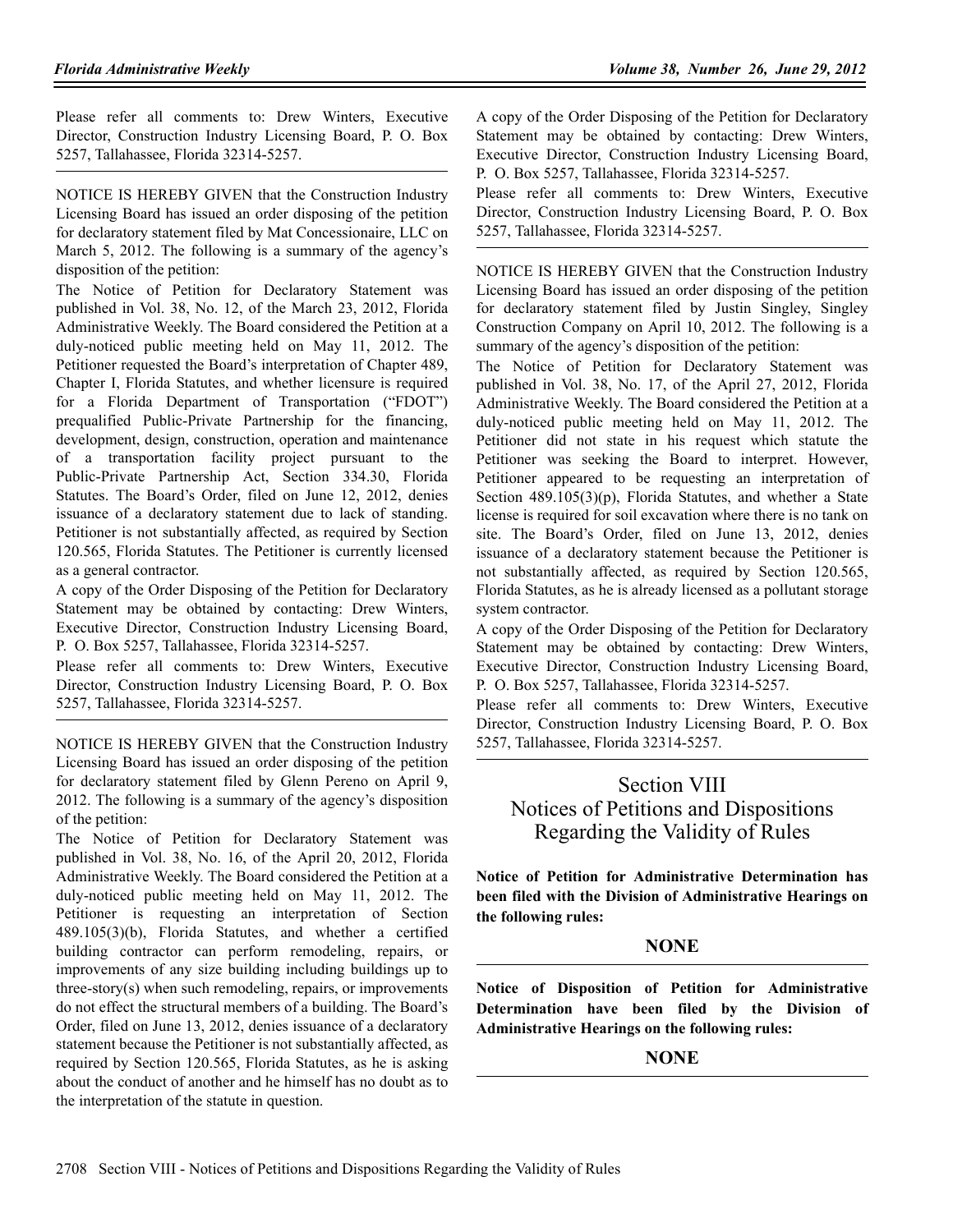Please refer all comments to: Drew Winters, Executive Director, Construction Industry Licensing Board, P. O. Box 5257, Tallahassee, Florida 32314-5257.

---

NOTICE IS HEREBY GIVEN that the Construction Industry Licensing Board has issued an order disposing of the petition for declaratory statement filed by Mat Concessionaire, LLC on March 5, 2012. The following is a summary of the agency's disposition of the petition:

The Notice of Petition for Declaratory Statement was published in Vol. 38, No. 12, of the March 23, 2012, Florida Administrative Weekly. The Board considered the Petition at a duly-noticed public meeting held on May 11, 2012. The Petitioner requested the Board's interpretation of Chapter 489, Chapter I, Florida Statutes, and whether licensure is required for a Florida Department of Transportation ("FDOT") prequalified Public-Private Partnership for the financing, development, design, construction, operation and maintenance of a transportation facility project pursuant to the Public-Private Partnership Act, Section 334.30, Florida Statutes. The Board's Order, filed on June 12, 2012, denies issuance of a declaratory statement due to lack of standing. Petitioner is not substantially affected, as required by Section 120.565, Florida Statutes. The Petitioner is currently licensed as a general contractor.

A copy of the Order Disposing of the Petition for Declaratory Statement may be obtained by contacting: Drew Winters, Executive Director, Construction Industry Licensing Board, P. O. Box 5257, Tallahassee, Florida 32314-5257.

Please refer all comments to: Drew Winters, Executive Director, Construction Industry Licensing Board, P. O. Box 5257, Tallahassee, Florida 32314-5257.

---

NOTICE IS HEREBY GIVEN that the Construction Industry Licensing Board has issued an order disposing of the petition for declaratory statement filed by Glenn Pereno on April 9, 2012. The following is a summary of the agency's disposition of the petition:

The Notice of Petition for Declaratory Statement was published in Vol. 38, No. 16, of the April 20, 2012, Florida Administrative Weekly. The Board considered the Petition at a duly-noticed public meeting held on May 11, 2012. The Petitioner is requesting an interpretation of Section 489.105(3)(b), Florida Statutes, and whether a certified building contractor can perform remodeling, repairs, or improvements of any size building including buildings up to three-story(s) when such remodeling, repairs, or improvements do not effect the structural members of a building. The Board's Order, filed on June 13, 2012, denies issuance of a declaratory statement because the Petitioner is not substantially affected, as required by Section 120.565, Florida Statutes, as he is asking about the conduct of another and he himself has no doubt as to the interpretation of the statute in question.

A copy of the Order Disposing of the Petition for Declaratory Statement may be obtained by contacting: Drew Winters, Executive Director, Construction Industry Licensing Board, P. O. Box 5257, Tallahassee, Florida 32314-5257.

Please refer all comments to: Drew Winters, Executive Director, Construction Industry Licensing Board, P. O. Box 5257, Tallahassee, Florida 32314-5257.

---

NOTICE IS HEREBY GIVEN that the Construction Industry Licensing Board has issued an order disposing of the petition for declaratory statement filed by Justin Singley, Singley Construction Company on April 10, 2012. The following is a summary of the agency's disposition of the petition:

The Notice of Petition for Declaratory Statement was published in Vol. 38, No. 17, of the April 27, 2012, Florida Administrative Weekly. The Board considered the Petition at a duly-noticed public meeting held on May 11, 2012. The Petitioner did not state in his request which statute the Petitioner was seeking the Board to interpret. However, Petitioner appeared to be requesting an interpretation of Section 489.105(3)(p), Florida Statutes, and whether a State license is required for soil excavation where there is no tank on site. The Board's Order, filed on June 13, 2012, denies issuance of a declaratory statement because the Petitioner is not substantially affected, as required by Section 120.565, Florida Statutes, as he is already licensed as a pollutant storage system contractor.

A copy of the Order Disposing of the Petition for Declaratory Statement may be obtained by contacting: Drew Winters, Executive Director, Construction Industry Licensing Board, P. O. Box 5257, Tallahassee, Florida 32314-5257.

Please refer all comments to: Drew Winters, Executive Director, Construction Industry Licensing Board, P. O. Box 5257, Tallahassee, Florida 32314-5257.

---

# Section VIII
# Notices of Petitions and Dispositions Regarding the Validity of Rules

**Notice of Petition for Administrative Determination has been filed with the Division of Administrative Hearings on the following rules:**

**NONE**

---

**Notice of Disposition of Petition for Administrative Determination have been filed by the Division of Administrative Hearings on the following rules:**

**NONE**